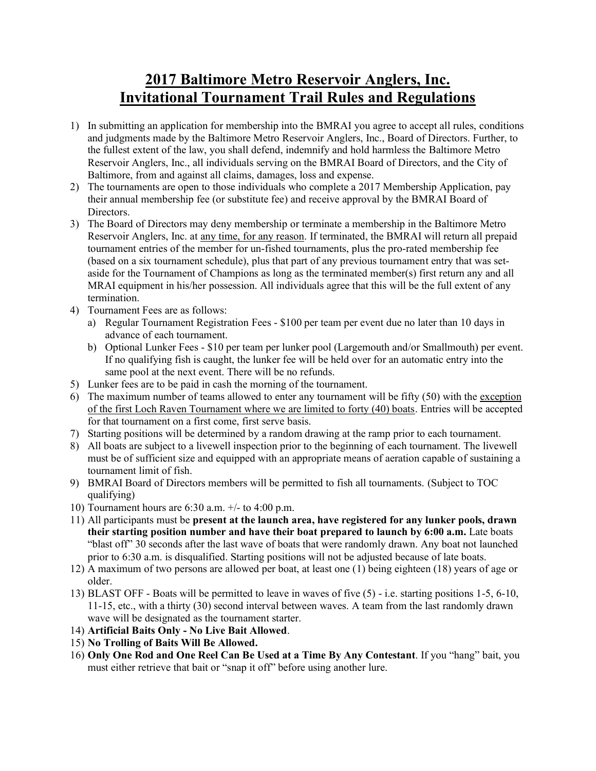# 2017 Baltimore Metro Reservoir Anglers, Inc.
# Invitational Tournament Trail Rules and Regulations

1) In submitting an application for membership into the BMRAI you agree to accept all rules, conditions and judgments made by the Baltimore Metro Reservoir Anglers, Inc., Board of Directors. Further, to the fullest extent of the law, you shall defend, indemnify and hold harmless the Baltimore Metro Reservoir Anglers, Inc., all individuals serving on the BMRAI Board of Directors, and the City of Baltimore, from and against all claims, damages, loss and expense.
2) The tournaments are open to those individuals who complete a 2017 Membership Application, pay their annual membership fee (or substitute fee) and receive approval by the BMRAI Board of Directors.
3) The Board of Directors may deny membership or terminate a membership in the Baltimore Metro Reservoir Anglers, Inc. at <u>any time, for any reason</u>. If terminated, the BMRAI will return all prepaid tournament entries of the member for un-fished tournaments, plus the pro-rated membership fee (based on a six tournament schedule), plus that part of any previous tournament entry that was set-aside for the Tournament of Champions as long as the terminated member(s) first return any and all MRAI equipment in his/her possession. All individuals agree that this will be the full extent of any termination.
4) Tournament Fees are as follows:
   a) Regular Tournament Registration Fees - $100 per team per event due no later than 10 days in advance of each tournament.
   b) Optional Lunker Fees - $10 per team per lunker pool (Largemouth and/or Smallmouth) per event. If no qualifying fish is caught, the lunker fee will be held over for an automatic entry into the same pool at the next event. There will be no refunds.
5) Lunker fees are to be paid in cash the morning of the tournament.
6) The maximum number of teams allowed to enter any tournament will be fifty (50) with the <u>exception of the first Loch Raven Tournament where we are limited to forty (40) boats</u>. Entries will be accepted for that tournament on a first come, first serve basis.
7) Starting positions will be determined by a random drawing at the ramp prior to each tournament.
8) All boats are subject to a livewell inspection prior to the beginning of each tournament. The livewell must be of sufficient size and equipped with an appropriate means of aeration capable of sustaining a tournament limit of fish.
9) BMRAI Board of Directors members will be permitted to fish all tournaments. (Subject to TOC qualifying)
10) Tournament hours are 6:30 a.m. +/- to 4:00 p.m.
11) All participants must be **present at the launch area, have registered for any lunker pools, drawn their starting position number and have their boat prepared to launch by 6:00 a.m.** Late boats "blast off" 30 seconds after the last wave of boats that were randomly drawn. Any boat not launched prior to 6:30 a.m. is disqualified. Starting positions will not be adjusted because of late boats.
12) A maximum of two persons are allowed per boat, at least one (1) being eighteen (18) years of age or older.
13) BLAST OFF - Boats will be permitted to leave in waves of five (5) - i.e. starting positions 1-5, 6-10, 11-15, etc., with a thirty (30) second interval between waves. A team from the last randomly drawn wave will be designated as the tournament starter.
14) **Artificial Baits Only - No Live Bait Allowed**.
15) **No Trolling of Baits Will Be Allowed.**
16) **Only One Rod and One Reel Can Be Used at a Time By Any Contestant**. If you "hang" bait, you must either retrieve that bait or "snap it off" before using another lure.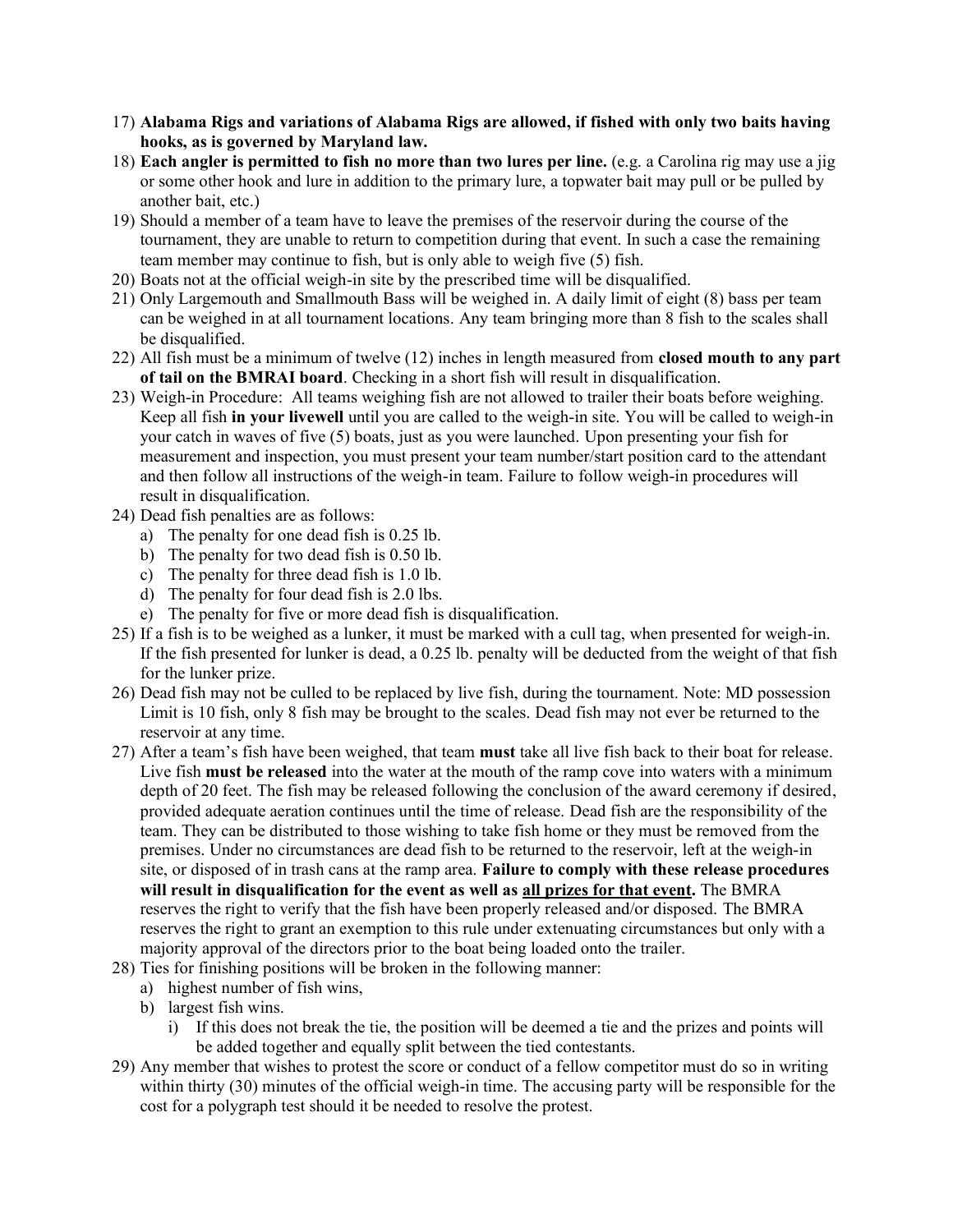17) **Alabama Rigs and variations of Alabama Rigs are allowed, if fished with only two baits having hooks, as is governed by Maryland law.**
18) **Each angler is permitted to fish no more than two lures per line.** (e.g. a Carolina rig may use a jig or some other hook and lure in addition to the primary lure, a topwater bait may pull or be pulled by another bait, etc.)
19) Should a member of a team have to leave the premises of the reservoir during the course of the tournament, they are unable to return to competition during that event. In such a case the remaining team member may continue to fish, but is only able to weigh five (5) fish.
20) Boats not at the official weigh-in site by the prescribed time will be disqualified.
21) Only Largemouth and Smallmouth Bass will be weighed in. A daily limit of eight (8) bass per team can be weighed in at all tournament locations. Any team bringing more than 8 fish to the scales shall be disqualified.
22) All fish must be a minimum of twelve (12) inches in length measured from **closed mouth to any part of tail on the BMRAI board**. Checking in a short fish will result in disqualification.
23) Weigh-in Procedure: All teams weighing fish are not allowed to trailer their boats before weighing. Keep all fish **in your livewell** until you are called to the weigh-in site. You will be called to weigh-in your catch in waves of five (5) boats, just as you were launched. Upon presenting your fish for measurement and inspection, you must present your team number/start position card to the attendant and then follow all instructions of the weigh-in team. Failure to follow weigh-in procedures will result in disqualification.
24) Dead fish penalties are as follows:
    a) The penalty for one dead fish is 0.25 lb.
    b) The penalty for two dead fish is 0.50 lb.
    c) The penalty for three dead fish is 1.0 lb.
    d) The penalty for four dead fish is 2.0 lbs.
    e) The penalty for five or more dead fish is disqualification.
25) If a fish is to be weighed as a lunker, it must be marked with a cull tag, when presented for weigh-in. If the fish presented for lunker is dead, a 0.25 lb. penalty will be deducted from the weight of that fish for the lunker prize.
26) Dead fish may not be culled to be replaced by live fish, during the tournament. Note: MD possession Limit is 10 fish, only 8 fish may be brought to the scales. Dead fish may not ever be returned to the reservoir at any time.
27) After a team's fish have been weighed, that team **must** take all live fish back to their boat for release. Live fish **must be released** into the water at the mouth of the ramp cove into waters with a minimum depth of 20 feet. The fish may be released following the conclusion of the award ceremony if desired, provided adequate aeration continues until the time of release. Dead fish are the responsibility of the team. They can be distributed to those wishing to take fish home or they must be removed from the premises. Under no circumstances are dead fish to be returned to the reservoir, left at the weigh-in site, or disposed of in trash cans at the ramp area. **Failure to comply with these release procedures will result in disqualification for the event as well as <u>all prizes for that event</u>.** The BMRA reserves the right to verify that the fish have been properly released and/or disposed. The BMRA reserves the right to grant an exemption to this rule under extenuating circumstances but only with a majority approval of the directors prior to the boat being loaded onto the trailer.
28) Ties for finishing positions will be broken in the following manner:
    a) highest number of fish wins,
    b) largest fish wins.
        i) If this does not break the tie, the position will be deemed a tie and the prizes and points will be added together and equally split between the tied contestants.
29) Any member that wishes to protest the score or conduct of a fellow competitor must do so in writing within thirty (30) minutes of the official weigh-in time. The accusing party will be responsible for the cost for a polygraph test should it be needed to resolve the protest.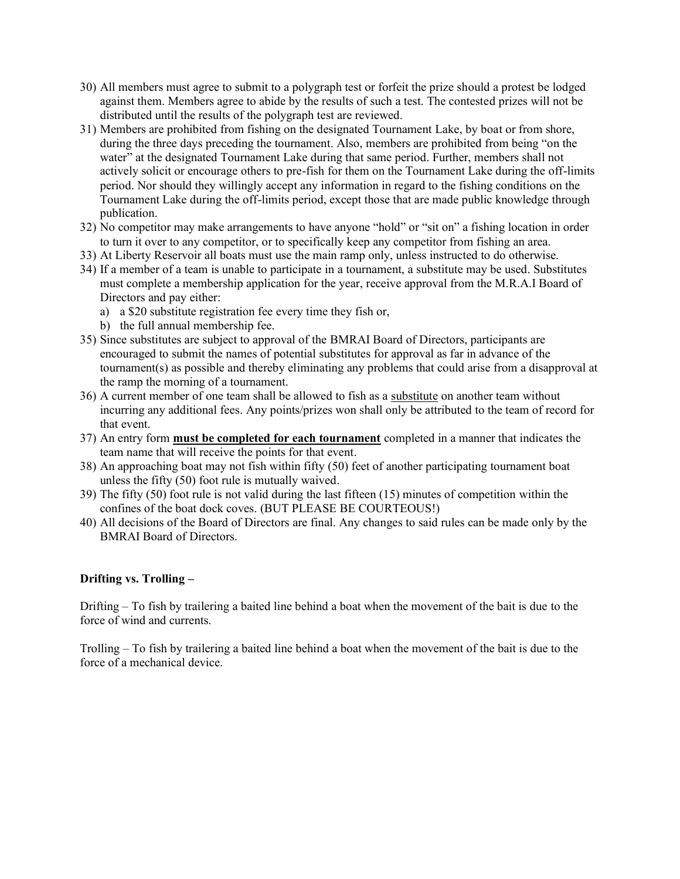30) All members must agree to submit to a polygraph test or forfeit the prize should a protest be lodged against them. Members agree to abide by the results of such a test. The contested prizes will not be distributed until the results of the polygraph test are reviewed.
31) Members are prohibited from fishing on the designated Tournament Lake, by boat or from shore, during the three days preceding the tournament. Also, members are prohibited from being "on the water" at the designated Tournament Lake during that same period. Further, members shall not actively solicit or encourage others to pre-fish for them on the Tournament Lake during the off-limits period. Nor should they willingly accept any information in regard to the fishing conditions on the Tournament Lake during the off-limits period, except those that are made public knowledge through publication.
32) No competitor may make arrangements to have anyone "hold" or "sit on" a fishing location in order to turn it over to any competitor, or to specifically keep any competitor from fishing an area.
33) At Liberty Reservoir all boats must use the main ramp only, unless instructed to do otherwise.
34) If a member of a team is unable to participate in a tournament, a substitute may be used. Substitutes must complete a membership application for the year, receive approval from the M.R.A.I Board of Directors and pay either:
    a) a $20 substitute registration fee every time they fish or,
    b) the full annual membership fee.
35) Since substitutes are subject to approval of the BMRAI Board of Directors, participants are encouraged to submit the names of potential substitutes for approval as far in advance of the tournament(s) as possible and thereby eliminating any problems that could arise from a disapproval at the ramp the morning of a tournament.
36) A current member of one team shall be allowed to fish as a <u>substitute</u> on another team without incurring any additional fees. Any points/prizes won shall only be attributed to the team of record for that event.
37) An entry form **<u>must be completed for each tournament</u>** completed in a manner that indicates the team name that will receive the points for that event.
38) An approaching boat may not fish within fifty (50) feet of another participating tournament boat unless the fifty (50) foot rule is mutually waived.
39) The fifty (50) foot rule is not valid during the last fifteen (15) minutes of competition within the confines of the boat dock coves. (BUT PLEASE BE COURTEOUS!)
40) All decisions of the Board of Directors are final. Any changes to said rules can be made only by the BMRAI Board of Directors.

**Drifting vs. Trolling –**

Drifting – To fish by trailering a baited line behind a boat when the movement of the bait is due to the force of wind and currents.

Trolling – To fish by trailering a baited line behind a boat when the movement of the bait is due to the force of a mechanical device.